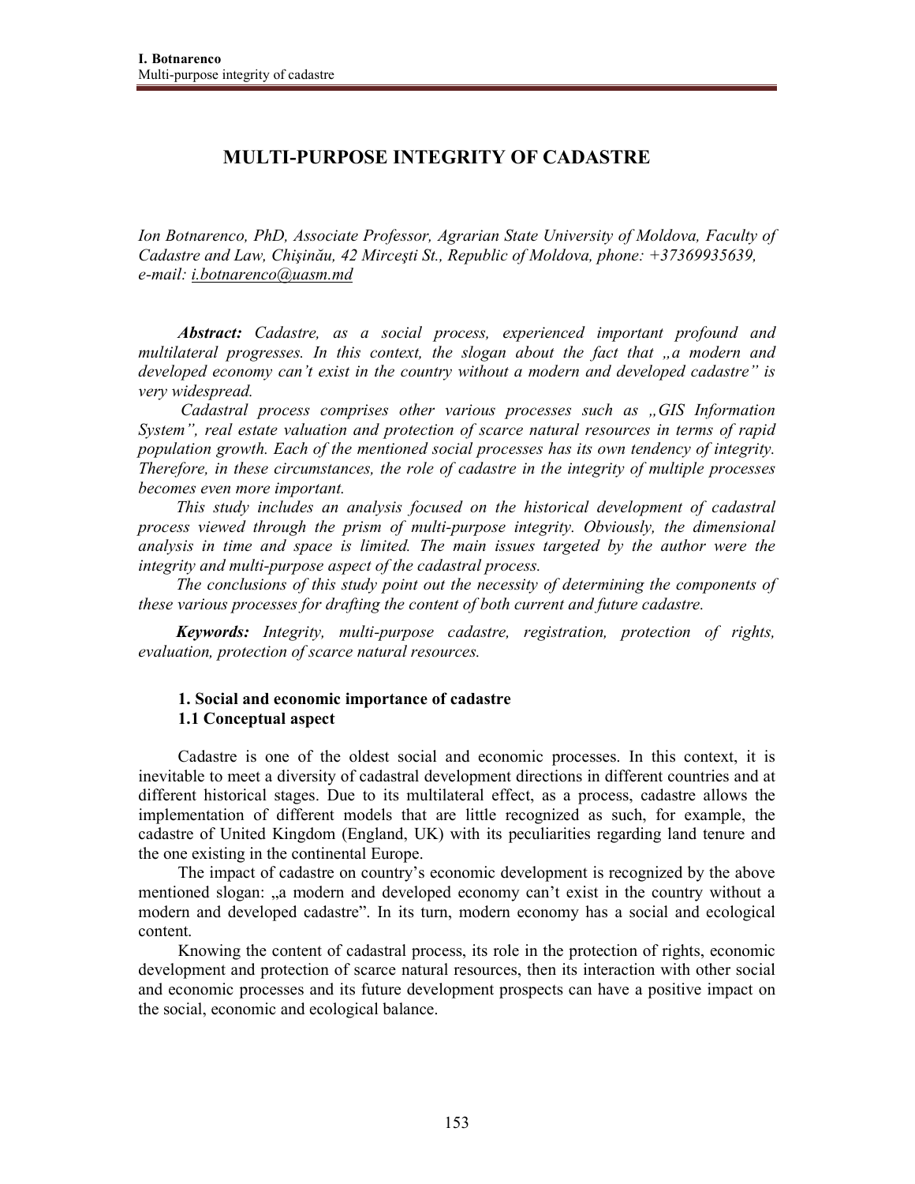# MULTI-PURPOSE INTEGRITY OF CADASTRE

*Ion Botnarenco, PhD, Associate Professor, Agrarian State University of Moldova, Faculty of Cadastre and Law, Chişinău, 42 Mirceşti St., Republic of Moldova, phone: +37369935639, e-mail: i.botnarenco@uasm.md*

***Abstract:*** *Cadastre, as a social process, experienced important profound and multilateral progresses. In this context, the slogan about the fact that „a modern and developed economy can't exist in the country without a modern and developed cadastre" is very widespread.*

*Cadastral process comprises other various processes such as „GIS Information System", real estate valuation and protection of scarce natural resources in terms of rapid population growth. Each of the mentioned social processes has its own tendency of integrity. Therefore, in these circumstances, the role of cadastre in the integrity of multiple processes becomes even more important.*

*This study includes an analysis focused on the historical development of cadastral process viewed through the prism of multi-purpose integrity. Obviously, the dimensional analysis in time and space is limited. The main issues targeted by the author were the integrity and multi-purpose aspect of the cadastral process.*

*The conclusions of this study point out the necessity of determining the components of these various processes for drafting the content of both current and future cadastre.*

***Keywords:*** *Integrity, multi-purpose cadastre, registration, protection of rights, evaluation, protection of scarce natural resources.*

## 1. Social and economic importance of cadastre

### 1.1 Conceptual aspect

Cadastre is one of the oldest social and economic processes. In this context, it is inevitable to meet a diversity of cadastral development directions in different countries and at different historical stages. Due to its multilateral effect, as a process, cadastre allows the implementation of different models that are little recognized as such, for example, the cadastre of United Kingdom (England, UK) with its peculiarities regarding land tenure and the one existing in the continental Europe.

The impact of cadastre on country's economic development is recognized by the above mentioned slogan: „a modern and developed economy can't exist in the country without a modern and developed cadastre". In its turn, modern economy has a social and ecological content.

Knowing the content of cadastral process, its role in the protection of rights, economic development and protection of scarce natural resources, then its interaction with other social and economic processes and its future development prospects can have a positive impact on the social, economic and ecological balance.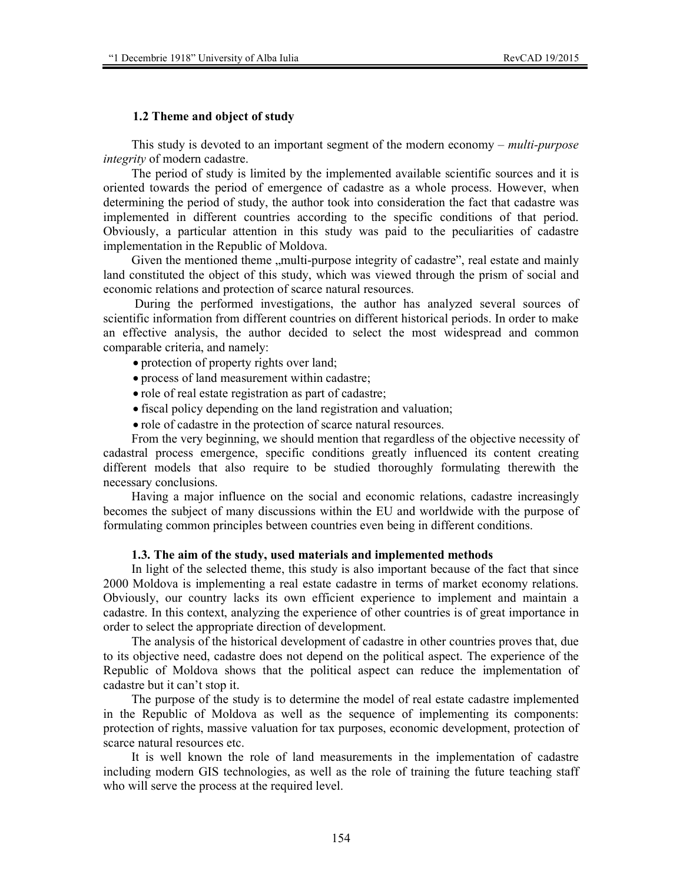### 1.2 Theme and object of study

This study is devoted to an important segment of the modern economy – *multi-purpose integrity* of modern cadastre.

The period of study is limited by the implemented available scientific sources and it is oriented towards the period of emergence of cadastre as a whole process. However, when determining the period of study, the author took into consideration the fact that cadastre was implemented in different countries according to the specific conditions of that period. Obviously, a particular attention in this study was paid to the peculiarities of cadastre implementation in the Republic of Moldova.

Given the mentioned theme „multi-purpose integrity of cadastre", real estate and mainly land constituted the object of this study, which was viewed through the prism of social and economic relations and protection of scarce natural resources.

During the performed investigations, the author has analyzed several sources of scientific information from different countries on different historical periods. In order to make an effective analysis, the author decided to select the most widespread and common comparable criteria, and namely:

- protection of property rights over land;
- process of land measurement within cadastre;
- role of real estate registration as part of cadastre;
- fiscal policy depending on the land registration and valuation;
- role of cadastre in the protection of scarce natural resources.

From the very beginning, we should mention that regardless of the objective necessity of cadastral process emergence, specific conditions greatly influenced its content creating different models that also require to be studied thoroughly formulating therewith the necessary conclusions.

Having a major influence on the social and economic relations, cadastre increasingly becomes the subject of many discussions within the EU and worldwide with the purpose of formulating common principles between countries even being in different conditions.

### 1.3. The aim of the study, used materials and implemented methods

In light of the selected theme, this study is also important because of the fact that since 2000 Moldova is implementing a real estate cadastre in terms of market economy relations. Obviously, our country lacks its own efficient experience to implement and maintain a cadastre. In this context, analyzing the experience of other countries is of great importance in order to select the appropriate direction of development.

The analysis of the historical development of cadastre in other countries proves that, due to its objective need, cadastre does not depend on the political aspect. The experience of the Republic of Moldova shows that the political aspect can reduce the implementation of cadastre but it can't stop it.

The purpose of the study is to determine the model of real estate cadastre implemented in the Republic of Moldova as well as the sequence of implementing its components: protection of rights, massive valuation for tax purposes, economic development, protection of scarce natural resources etc.

It is well known the role of land measurements in the implementation of cadastre including modern GIS technologies, as well as the role of training the future teaching staff who will serve the process at the required level.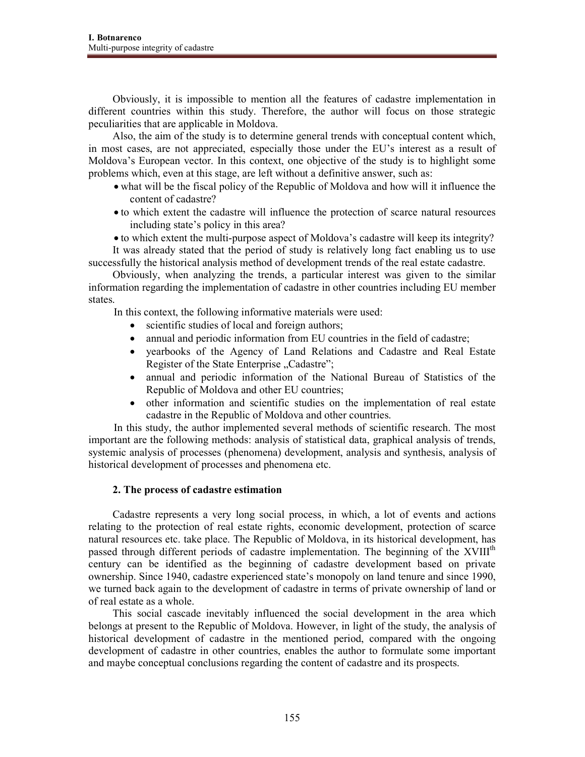Obviously, it is impossible to mention all the features of cadastre implementation in different countries within this study. Therefore, the author will focus on those strategic peculiarities that are applicable in Moldova.

Also, the aim of the study is to determine general trends with conceptual content which, in most cases, are not appreciated, especially those under the EU's interest as a result of Moldova's European vector. In this context, one objective of the study is to highlight some problems which, even at this stage, are left without a definitive answer, such as:

- what will be the fiscal policy of the Republic of Moldova and how will it influence the content of cadastre?
- to which extent the cadastre will influence the protection of scarce natural resources including state's policy in this area?
- to which extent the multi-purpose aspect of Moldova's cadastre will keep its integrity?

It was already stated that the period of study is relatively long fact enabling us to use successfully the historical analysis method of development trends of the real estate cadastre.

Obviously, when analyzing the trends, a particular interest was given to the similar information regarding the implementation of cadastre in other countries including EU member states.

In this context, the following informative materials were used:

- scientific studies of local and foreign authors;
- annual and periodic information from EU countries in the field of cadastre;
- yearbooks of the Agency of Land Relations and Cadastre and Real Estate Register of the State Enterprise „Cadastre";
- annual and periodic information of the National Bureau of Statistics of the Republic of Moldova and other EU countries;
- other information and scientific studies on the implementation of real estate cadastre in the Republic of Moldova and other countries.

In this study, the author implemented several methods of scientific research. The most important are the following methods: analysis of statistical data, graphical analysis of trends, systemic analysis of processes (phenomena) development, analysis and synthesis, analysis of historical development of processes and phenomena etc.

## 2. The process of cadastre estimation

Cadastre represents a very long social process, in which, a lot of events and actions relating to the protection of real estate rights, economic development, protection of scarce natural resources etc. take place. The Republic of Moldova, in its historical development, has passed through different periods of cadastre implementation. The beginning of the XVIII$^{th}$ century can be identified as the beginning of cadastre development based on private ownership. Since 1940, cadastre experienced state's monopoly on land tenure and since 1990, we turned back again to the development of cadastre in terms of private ownership of land or of real estate as a whole.

This social cascade inevitably influenced the social development in the area which belongs at present to the Republic of Moldova. However, in light of the study, the analysis of historical development of cadastre in the mentioned period, compared with the ongoing development of cadastre in other countries, enables the author to formulate some important and maybe conceptual conclusions regarding the content of cadastre and its prospects.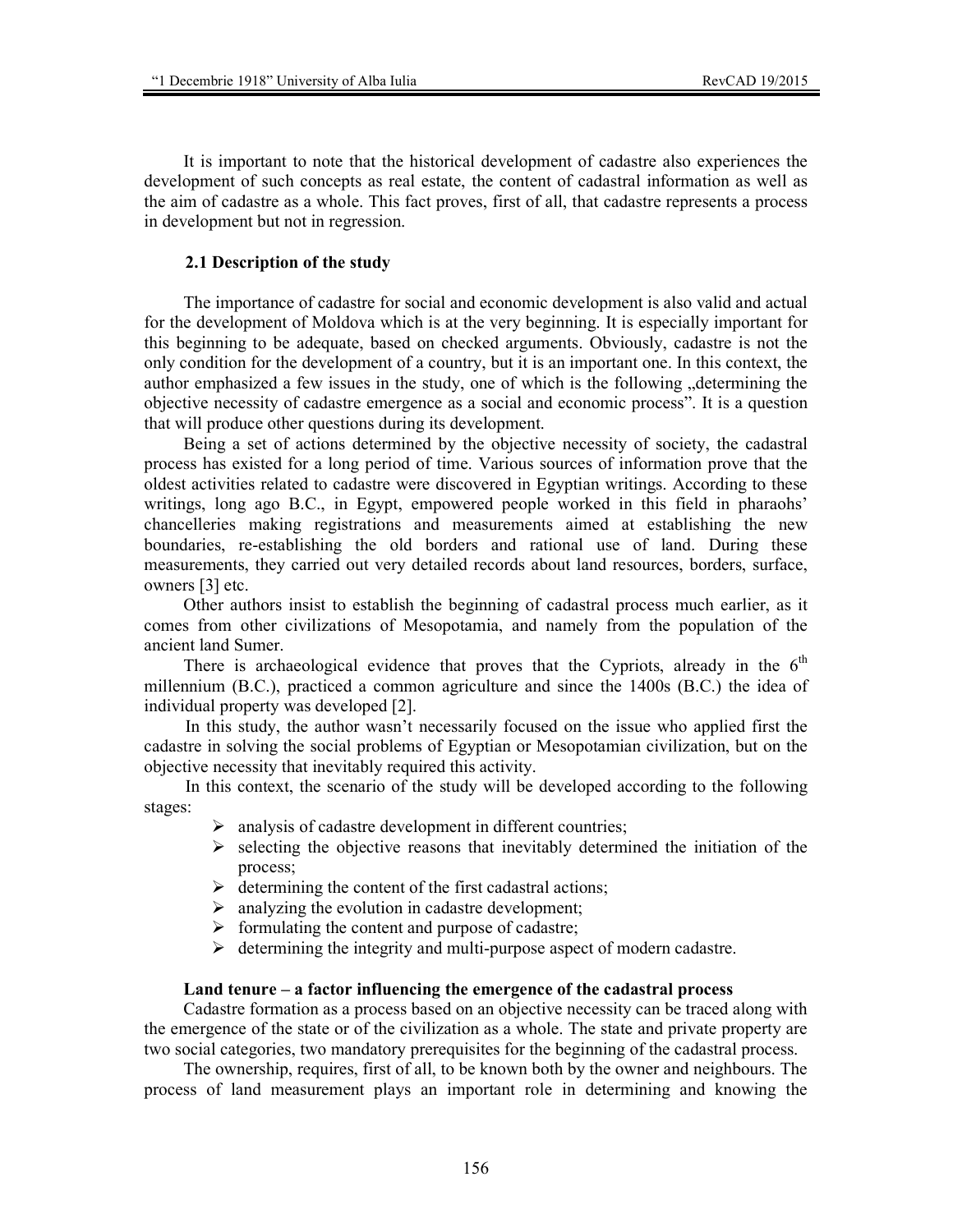It is important to note that the historical development of cadastre also experiences the development of such concepts as real estate, the content of cadastral information as well as the aim of cadastre as a whole. This fact proves, first of all, that cadastre represents a process in development but not in regression.

### 2.1 Description of the study

The importance of cadastre for social and economic development is also valid and actual for the development of Moldova which is at the very beginning. It is especially important for this beginning to be adequate, based on checked arguments. Obviously, cadastre is not the only condition for the development of a country, but it is an important one. In this context, the author emphasized a few issues in the study, one of which is the following „determining the objective necessity of cadastre emergence as a social and economic process". It is a question that will produce other questions during its development.

Being a set of actions determined by the objective necessity of society, the cadastral process has existed for a long period of time. Various sources of information prove that the oldest activities related to cadastre were discovered in Egyptian writings. According to these writings, long ago B.C., in Egypt, empowered people worked in this field in pharaohs' chancelleries making registrations and measurements aimed at establishing the new boundaries, re-establishing the old borders and rational use of land. During these measurements, they carried out very detailed records about land resources, borders, surface, owners [3] etc.

Other authors insist to establish the beginning of cadastral process much earlier, as it comes from other civilizations of Mesopotamia, and namely from the population of the ancient land Sumer.

There is archaeological evidence that proves that the Cypriots, already in the 6th millennium (B.C.), practiced a common agriculture and since the 1400s (B.C.) the idea of individual property was developed [2].

In this study, the author wasn't necessarily focused on the issue who applied first the cadastre in solving the social problems of Egyptian or Mesopotamian civilization, but on the objective necessity that inevitably required this activity.

In this context, the scenario of the study will be developed according to the following stages:

- analysis of cadastre development in different countries;
- selecting the objective reasons that inevitably determined the initiation of the process;
- determining the content of the first cadastral actions;
- analyzing the evolution in cadastre development;
- formulating the content and purpose of cadastre;
- determining the integrity and multi-purpose aspect of modern cadastre.

**Land tenure – a factor influencing the emergence of the cadastral process**

Cadastre formation as a process based on an objective necessity can be traced along with the emergence of the state or of the civilization as a whole. The state and private property are two social categories, two mandatory prerequisites for the beginning of the cadastral process.

The ownership, requires, first of all, to be known both by the owner and neighbours. The process of land measurement plays an important role in determining and knowing the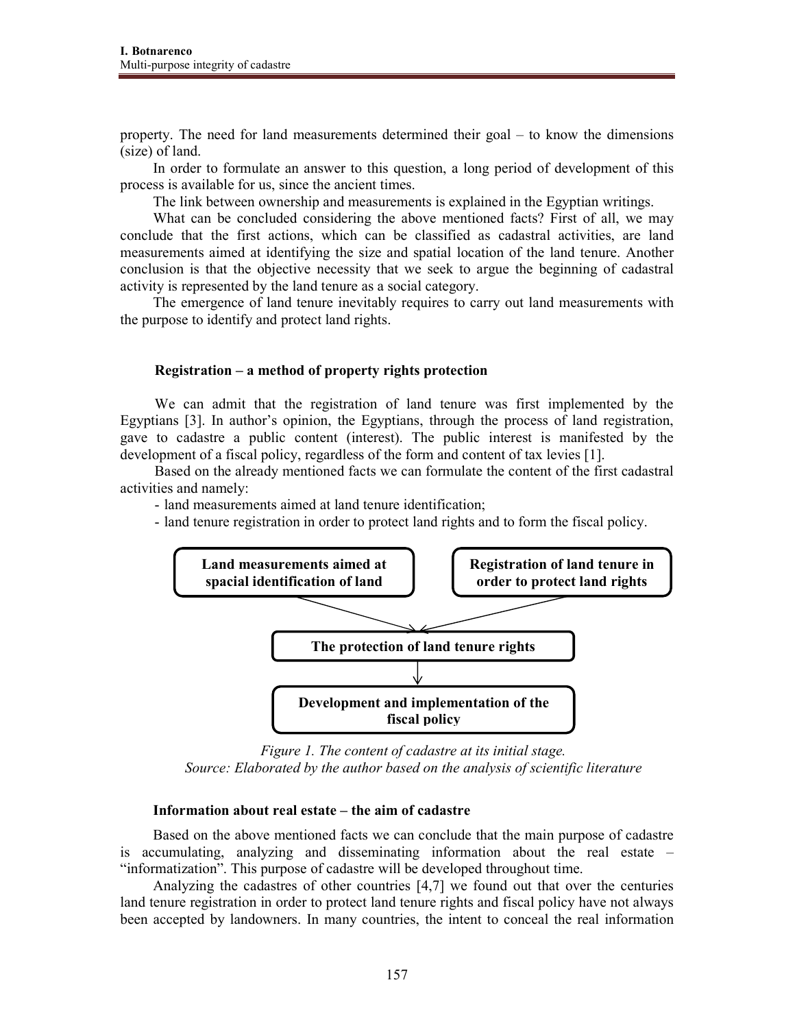property. The need for land measurements determined their goal – to know the dimensions (size) of land.

In order to formulate an answer to this question, a long period of development of this process is available for us, since the ancient times.

The link between ownership and measurements is explained in the Egyptian writings.

What can be concluded considering the above mentioned facts? First of all, we may conclude that the first actions, which can be classified as cadastral activities, are land measurements aimed at identifying the size and spatial location of the land tenure. Another conclusion is that the objective necessity that we seek to argue the beginning of cadastral activity is represented by the land tenure as a social category.

The emergence of land tenure inevitably requires to carry out land measurements with the purpose to identify and protect land rights.

### Registration – a method of property rights protection

We can admit that the registration of land tenure was first implemented by the Egyptians [3]. In author's opinion, the Egyptians, through the process of land registration, gave to cadastre a public content (interest). The public interest is manifested by the development of a fiscal policy, regardless of the form and content of tax levies [1].

Based on the already mentioned facts we can formulate the content of the first cadastral activities and namely:

- land measurements aimed at land tenure identification;
- land tenure registration in order to protect land rights and to form the fiscal policy.

Land measurements aimed at spacial identification of land → The protection of land tenure rights

Registration of land tenure in order to protect land rights → The protection of land tenure rights

The protection of land tenure rights → Development and implementation of the fiscal policy

*Figure 1. The content of cadastre at its initial stage.*
*Source: Elaborated by the author based on the analysis of scientific literature*

### Information about real estate – the aim of cadastre

Based on the above mentioned facts we can conclude that the main purpose of cadastre is accumulating, analyzing and disseminating information about the real estate – "informatization". This purpose of cadastre will be developed throughout time.

Analyzing the cadastres of other countries [4,7] we found out that over the centuries land tenure registration in order to protect land tenure rights and fiscal policy have not always been accepted by landowners. In many countries, the intent to conceal the real information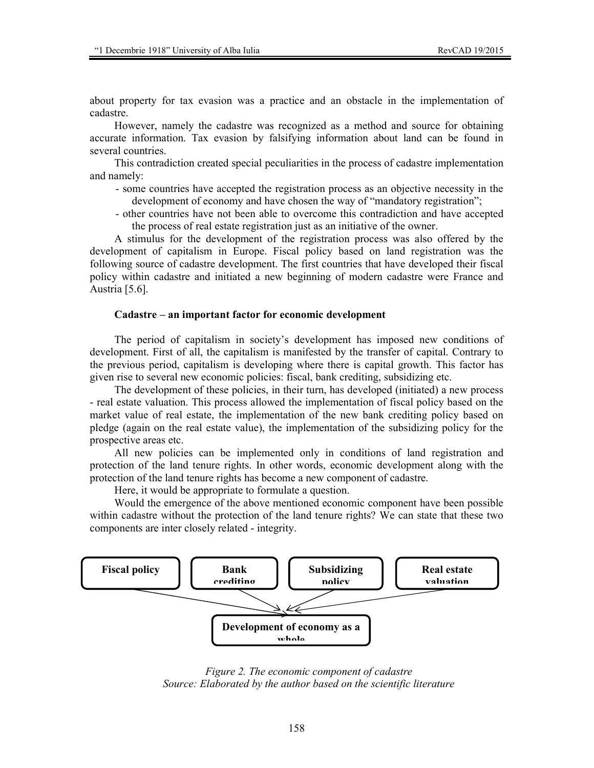about property for tax evasion was a practice and an obstacle in the implementation of cadastre.

However, namely the cadastre was recognized as a method and source for obtaining accurate information. Tax evasion by falsifying information about land can be found in several countries.

This contradiction created special peculiarities in the process of cadastre implementation and namely:

- some countries have accepted the registration process as an objective necessity in the development of economy and have chosen the way of "mandatory registration";
- other countries have not been able to overcome this contradiction and have accepted the process of real estate registration just as an initiative of the owner.

A stimulus for the development of the registration process was also offered by the development of capitalism in Europe. Fiscal policy based on land registration was the following source of cadastre development. The first countries that have developed their fiscal policy within cadastre and initiated a new beginning of modern cadastre were France and Austria [5.6].

**Cadastre – an important factor for economic development**

The period of capitalism in society's development has imposed new conditions of development. First of all, the capitalism is manifested by the transfer of capital. Contrary to the previous period, capitalism is developing where there is capital growth. This factor has given rise to several new economic policies: fiscal, bank crediting, subsidizing etc.

The development of these policies, in their turn, has developed (initiated) a new process - real estate valuation. This process allowed the implementation of fiscal policy based on the market value of real estate, the implementation of the new bank crediting policy based on pledge (again on the real estate value), the implementation of the subsidizing policy for the prospective areas etc.

All new policies can be implemented only in conditions of land registration and protection of the land tenure rights. In other words, economic development along with the protection of the land tenure rights has become a new component of cadastre.

Here, it would be appropriate to formulate a question.

Would the emergence of the above mentioned economic component have been possible within cadastre without the protection of the land tenure rights? We can state that these two components are inter closely related - integrity.

Fiscal policy | Bank crediting | Subsidizing policy | Real estate valuation → Development of economy as a whole

*Figure 2. The economic component of cadastre*
*Source: Elaborated by the author based on the scientific literature*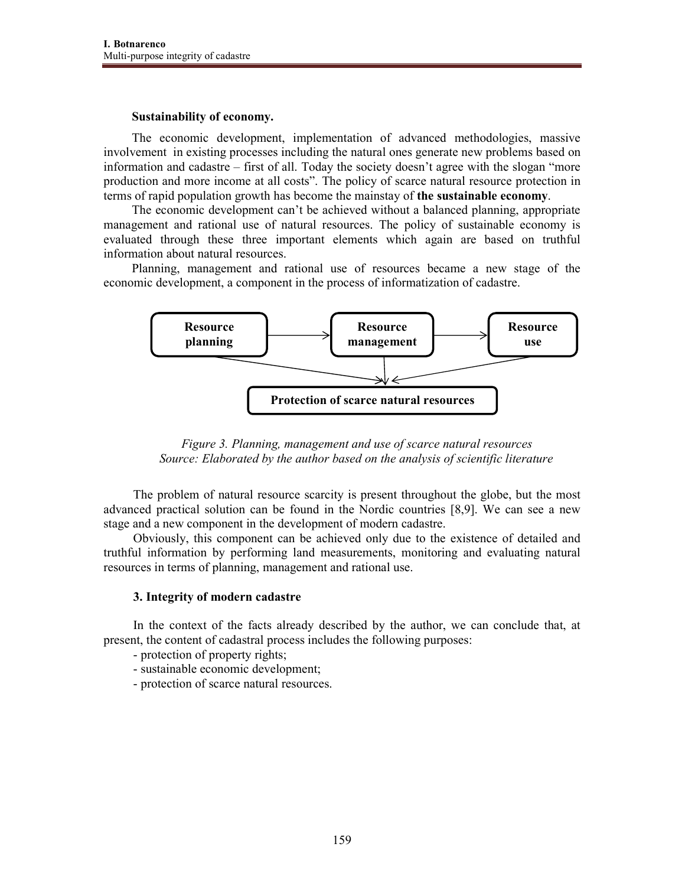**Sustainability of economy.**

The economic development, implementation of advanced methodologies, massive involvement in existing processes including the natural ones generate new problems based on information and cadastre – first of all. Today the society doesn't agree with the slogan "more production and more income at all costs". The policy of scarce natural resource protection in terms of rapid population growth has become the mainstay of **the sustainable economy**.

The economic development can't be achieved without a balanced planning, appropriate management and rational use of natural resources. The policy of sustainable economy is evaluated through these three important elements which again are based on truthful information about natural resources.

Planning, management and rational use of resources became a new stage of the economic development, a component in the process of informatization of cadastre.

**Resource planning** → **Resource management** → **Resource use**

**Protection of scarce natural resources**

*Figure 3. Planning, management and use of scarce natural resources*
*Source: Elaborated by the author based on the analysis of scientific literature*

The problem of natural resource scarcity is present throughout the globe, but the most advanced practical solution can be found in the Nordic countries [8,9]. We can see a new stage and a new component in the development of modern cadastre.

Obviously, this component can be achieved only due to the existence of detailed and truthful information by performing land measurements, monitoring and evaluating natural resources in terms of planning, management and rational use.

## 3. Integrity of modern cadastre

In the context of the facts already described by the author, we can conclude that, at present, the content of cadastral process includes the following purposes:

- protection of property rights;
- sustainable economic development;
- protection of scarce natural resources.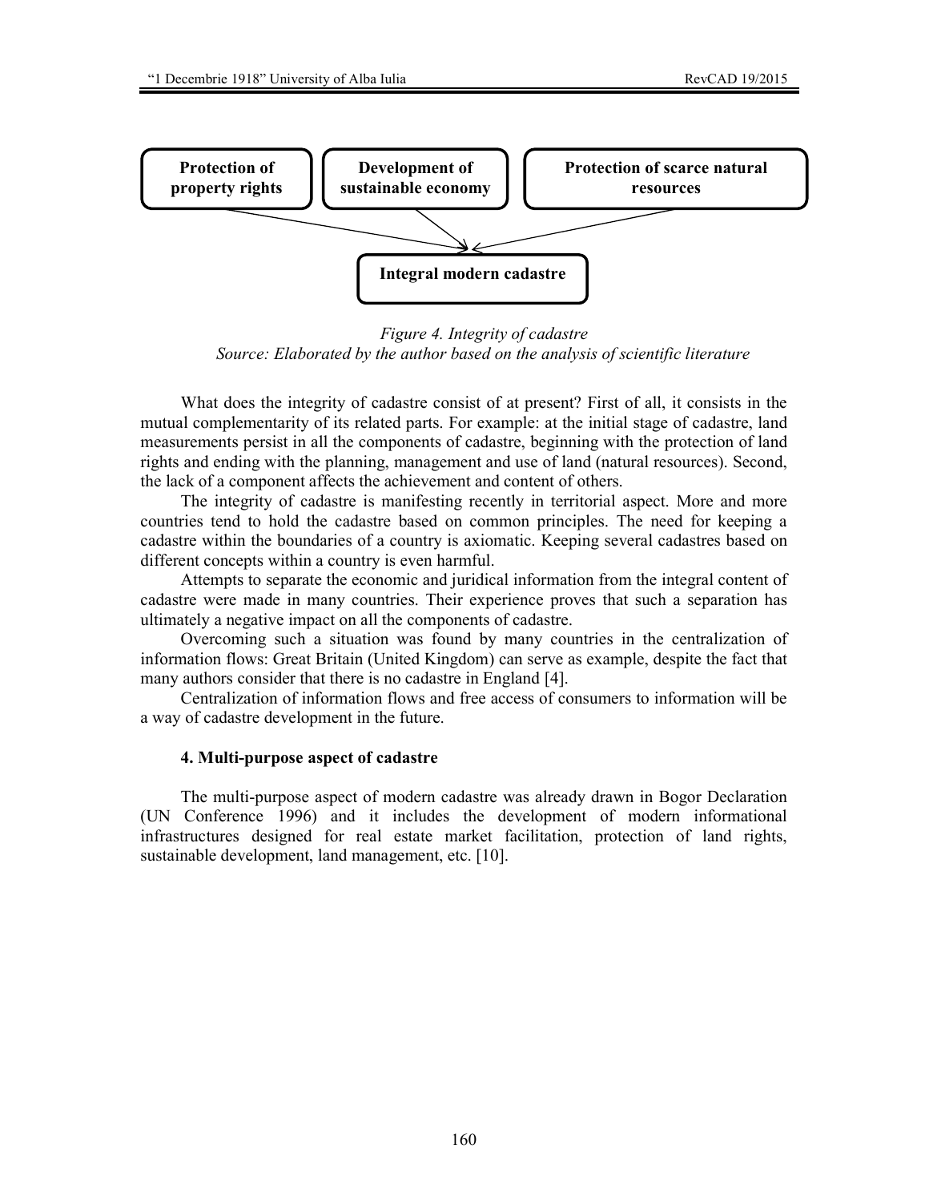Protection of property rights

Development of sustainable economy

Protection of scarce natural resources

Integral modern cadastre

*Figure 4. Integrity of cadastre*
*Source: Elaborated by the author based on the analysis of scientific literature*

What does the integrity of cadastre consist of at present? First of all, it consists in the mutual complementarity of its related parts. For example: at the initial stage of cadastre, land measurements persist in all the components of cadastre, beginning with the protection of land rights and ending with the planning, management and use of land (natural resources). Second, the lack of a component affects the achievement and content of others.

The integrity of cadastre is manifesting recently in territorial aspect. More and more countries tend to hold the cadastre based on common principles. The need for keeping a cadastre within the boundaries of a country is axiomatic. Keeping several cadastres based on different concepts within a country is even harmful.

Attempts to separate the economic and juridical information from the integral content of cadastre were made in many countries. Their experience proves that such a separation has ultimately a negative impact on all the components of cadastre.

Overcoming such a situation was found by many countries in the centralization of information flows: Great Britain (United Kingdom) can serve as example, despite the fact that many authors consider that there is no cadastre in England [4].

Centralization of information flows and free access of consumers to information will be a way of cadastre development in the future.

### 4. Multi-purpose aspect of cadastre

The multi-purpose aspect of modern cadastre was already drawn in Bogor Declaration (UN Conference 1996) and it includes the development of modern informational infrastructures designed for real estate market facilitation, protection of land rights, sustainable development, land management, etc. [10].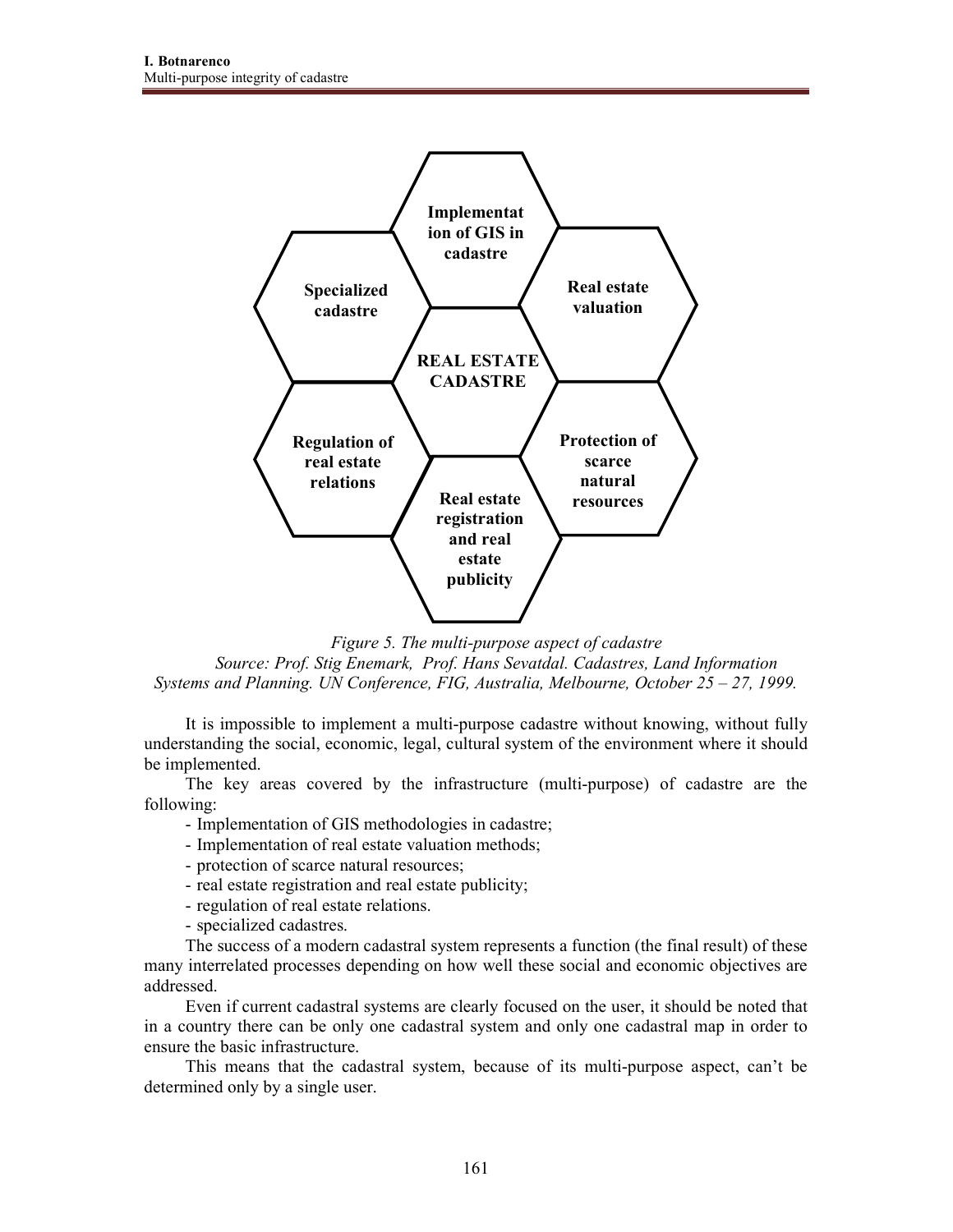Implementation of GIS in cadastre

Specialized cadastre

Real estate valuation

REAL ESTATE CADASTRE

Regulation of real estate relations

Protection of scarce natural resources

Real estate registration and real estate publicity

*Figure 5. The multi-purpose aspect of cadastre*
*Source: Prof. Stig Enemark, Prof. Hans Sevatdal. Cadastres, Land Information Systems and Planning. UN Conference, FIG, Australia, Melbourne, October 25 – 27, 1999.*

It is impossible to implement a multi-purpose cadastre without knowing, without fully understanding the social, economic, legal, cultural system of the environment where it should be implemented.

The key areas covered by the infrastructure (multi-purpose) of cadastre are the following:

- Implementation of GIS methodologies in cadastre;
- Implementation of real estate valuation methods;
- protection of scarce natural resources;
- real estate registration and real estate publicity;
- regulation of real estate relations.
- specialized cadastres.

The success of a modern cadastral system represents a function (the final result) of these many interrelated processes depending on how well these social and economic objectives are addressed.

Even if current cadastral systems are clearly focused on the user, it should be noted that in a country there can be only one cadastral system and only one cadastral map in order to ensure the basic infrastructure.

This means that the cadastral system, because of its multi-purpose aspect, can't be determined only by a single user.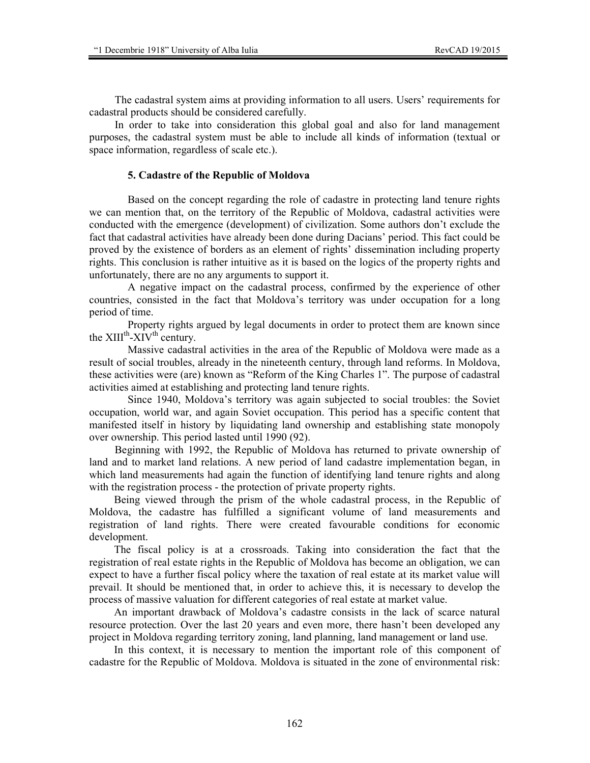The cadastral system aims at providing information to all users. Users' requirements for cadastral products should be considered carefully.

In order to take into consideration this global goal and also for land management purposes, the cadastral system must be able to include all kinds of information (textual or space information, regardless of scale etc.).

### 5. Cadastre of the Republic of Moldova

Based on the concept regarding the role of cadastre in protecting land tenure rights we can mention that, on the territory of the Republic of Moldova, cadastral activities were conducted with the emergence (development) of civilization. Some authors don't exclude the fact that cadastral activities have already been done during Dacians' period. This fact could be proved by the existence of borders as an element of rights' dissemination including property rights. This conclusion is rather intuitive as it is based on the logics of the property rights and unfortunately, there are no any arguments to support it.

A negative impact on the cadastral process, confirmed by the experience of other countries, consisted in the fact that Moldova's territory was under occupation for a long period of time.

Property rights argued by legal documents in order to protect them are known since the XIII$^{th}$-XIV$^{th}$ century.

Massive cadastral activities in the area of the Republic of Moldova were made as a result of social troubles, already in the nineteenth century, through land reforms. In Moldova, these activities were (are) known as "Reform of the King Charles 1". The purpose of cadastral activities aimed at establishing and protecting land tenure rights.

Since 1940, Moldova's territory was again subjected to social troubles: the Soviet occupation, world war, and again Soviet occupation. This period has a specific content that manifested itself in history by liquidating land ownership and establishing state monopoly over ownership. This period lasted until 1990 (92).

Beginning with 1992, the Republic of Moldova has returned to private ownership of land and to market land relations. A new period of land cadastre implementation began, in which land measurements had again the function of identifying land tenure rights and along with the registration process - the protection of private property rights.

Being viewed through the prism of the whole cadastral process, in the Republic of Moldova, the cadastre has fulfilled a significant volume of land measurements and registration of land rights. There were created favourable conditions for economic development.

The fiscal policy is at a crossroads. Taking into consideration the fact that the registration of real estate rights in the Republic of Moldova has become an obligation, we can expect to have a further fiscal policy where the taxation of real estate at its market value will prevail. It should be mentioned that, in order to achieve this, it is necessary to develop the process of massive valuation for different categories of real estate at market value.

An important drawback of Moldova's cadastre consists in the lack of scarce natural resource protection. Over the last 20 years and even more, there hasn't been developed any project in Moldova regarding territory zoning, land planning, land management or land use.

In this context, it is necessary to mention the important role of this component of cadastre for the Republic of Moldova. Moldova is situated in the zone of environmental risk: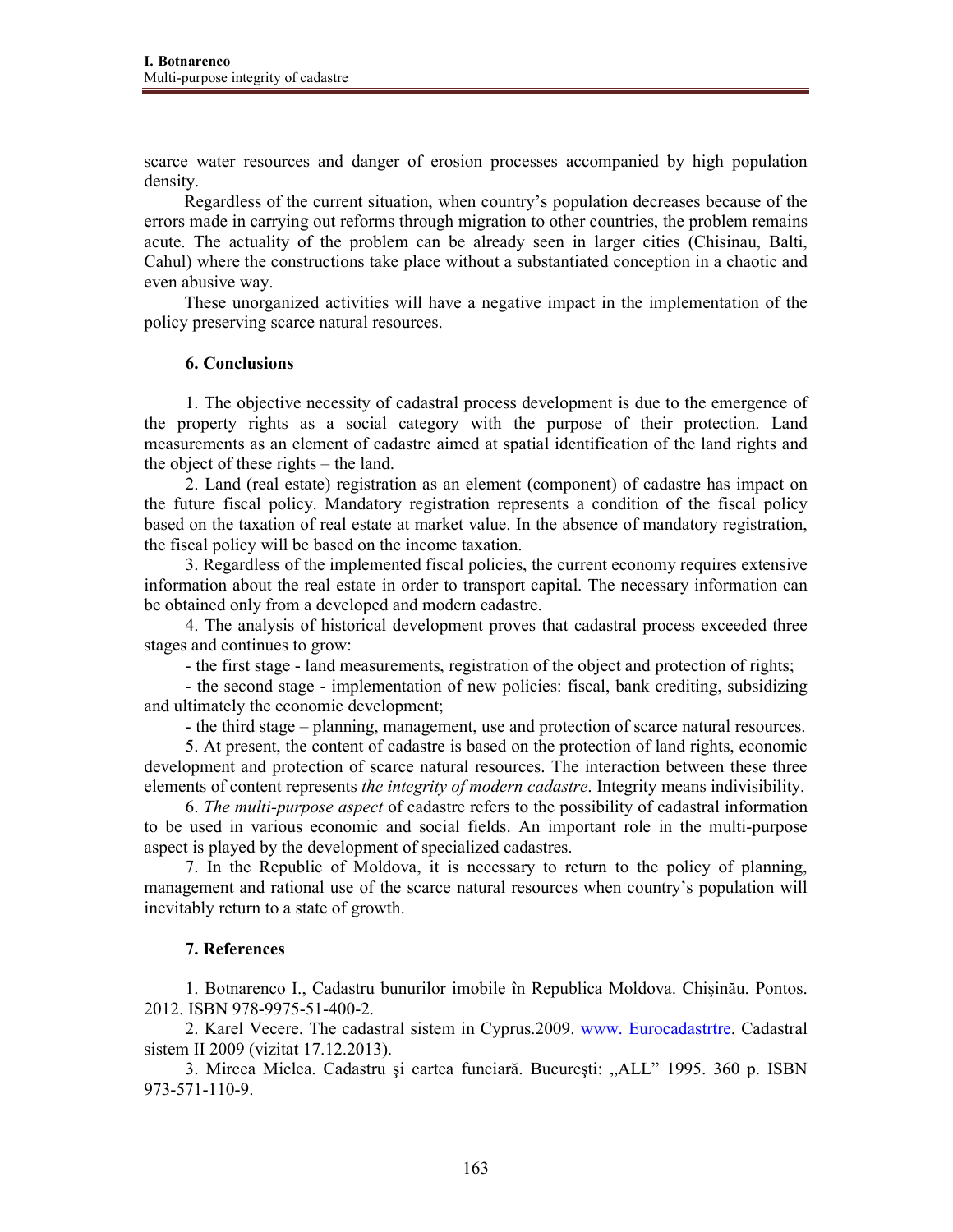scarce water resources and danger of erosion processes accompanied by high population density.

Regardless of the current situation, when country's population decreases because of the errors made in carrying out reforms through migration to other countries, the problem remains acute. The actuality of the problem can be already seen in larger cities (Chisinau, Balti, Cahul) where the constructions take place without a substantiated conception in a chaotic and even abusive way.

These unorganized activities will have a negative impact in the implementation of the policy preserving scarce natural resources.

## 6. Conclusions

1. The objective necessity of cadastral process development is due to the emergence of the property rights as a social category with the purpose of their protection. Land measurements as an element of cadastre aimed at spatial identification of the land rights and the object of these rights – the land.

2. Land (real estate) registration as an element (component) of cadastre has impact on the future fiscal policy. Mandatory registration represents a condition of the fiscal policy based on the taxation of real estate at market value. In the absence of mandatory registration, the fiscal policy will be based on the income taxation.

3. Regardless of the implemented fiscal policies, the current economy requires extensive information about the real estate in order to transport capital. The necessary information can be obtained only from a developed and modern cadastre.

4. The analysis of historical development proves that cadastral process exceeded three stages and continues to grow:

- the first stage - land measurements, registration of the object and protection of rights;
- the second stage - implementation of new policies: fiscal, bank crediting, subsidizing and ultimately the economic development;
- the third stage – planning, management, use and protection of scarce natural resources.

5. At present, the content of cadastre is based on the protection of land rights, economic development and protection of scarce natural resources. The interaction between these three elements of content represents *the integrity of modern cadastre*. Integrity means indivisibility.

6. *The multi-purpose aspect* of cadastre refers to the possibility of cadastral information to be used in various economic and social fields. An important role in the multi-purpose aspect is played by the development of specialized cadastres.

7. In the Republic of Moldova, it is necessary to return to the policy of planning, management and rational use of the scarce natural resources when country's population will inevitably return to a state of growth.

## 7. References

1. Botnarenco I., Cadastru bunurilor imobile în Republica Moldova. Chişinău. Pontos. 2012. ISBN 978-9975-51-400-2.
2. Karel Vecere. The cadastral sistem in Cyprus.2009. www. Eurocadastrtre. Cadastral sistem II 2009 (vizitat 17.12.2013).
3. Mircea Miclea. Cadastru şi cartea funciară. Bucureşti: „ALL" 1995. 360 p. ISBN 973-571-110-9.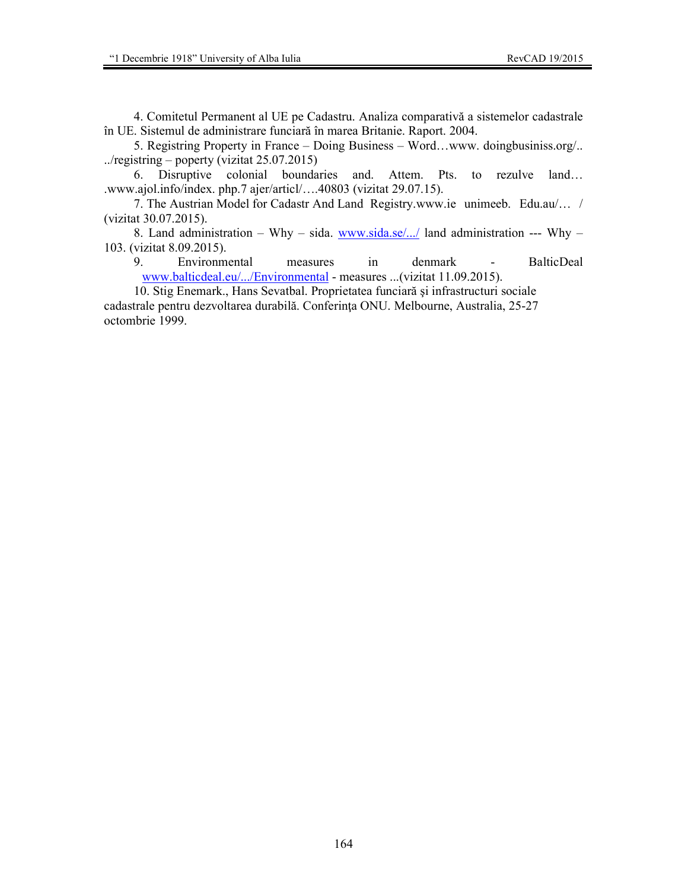4. Comitetul Permanent al UE pe Cadastru. Analiza comparativă a sistemelor cadastrale în UE. Sistemul de administrare funciară în marea Britanie. Raport. 2004.

5. Registring Property in France – Doing Business – Word…www. doingbusiniss.org/.. ../registring – poperty (vizitat 25.07.2015)

6. Disruptive colonial boundaries and. Attem. Pts. to rezulve land… .www.ajol.info/index. php.7 ajer/articl/….40803 (vizitat 29.07.15).

7. The Austrian Model for Cadastr And Land Registry.www.ie unimeeb. Edu.au/… / (vizitat 30.07.2015).

8. Land administration – Why – sida. www.sida.se/.../ land administration --- Why – 103. (vizitat 8.09.2015).

9. Environmental measures in denmark - BalticDeal www.balticdeal.eu/.../Environmental - measures ...(vizitat 11.09.2015).

10. Stig Enemark., Hans Sevatbal. Proprietatea funciară şi infrastructuri sociale cadastrale pentru dezvoltarea durabilă. Conferinţa ONU. Melbourne, Australia, 25-27 octombrie 1999.